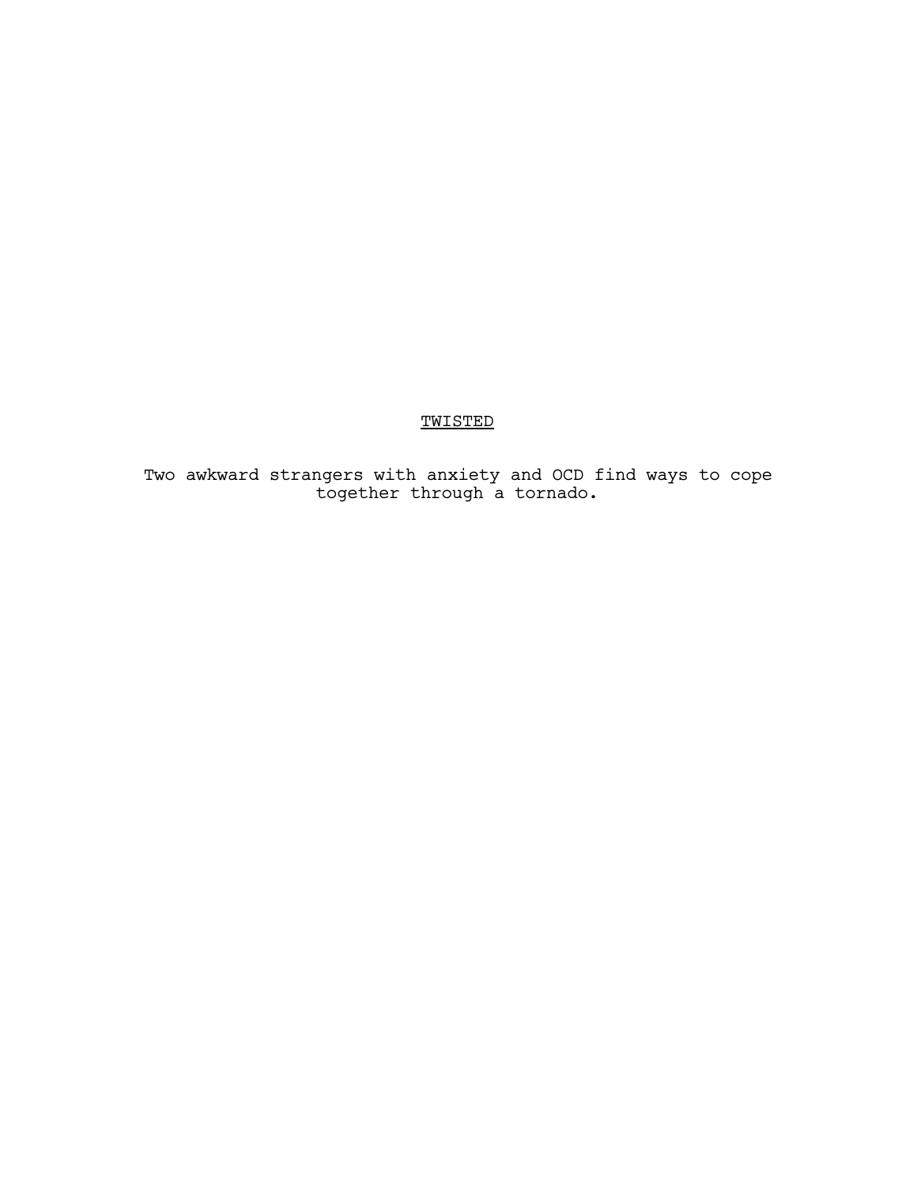# <u>TWISTED</u>

Two awkward strangers with anxiety and OCD find ways to cope together through a tornado.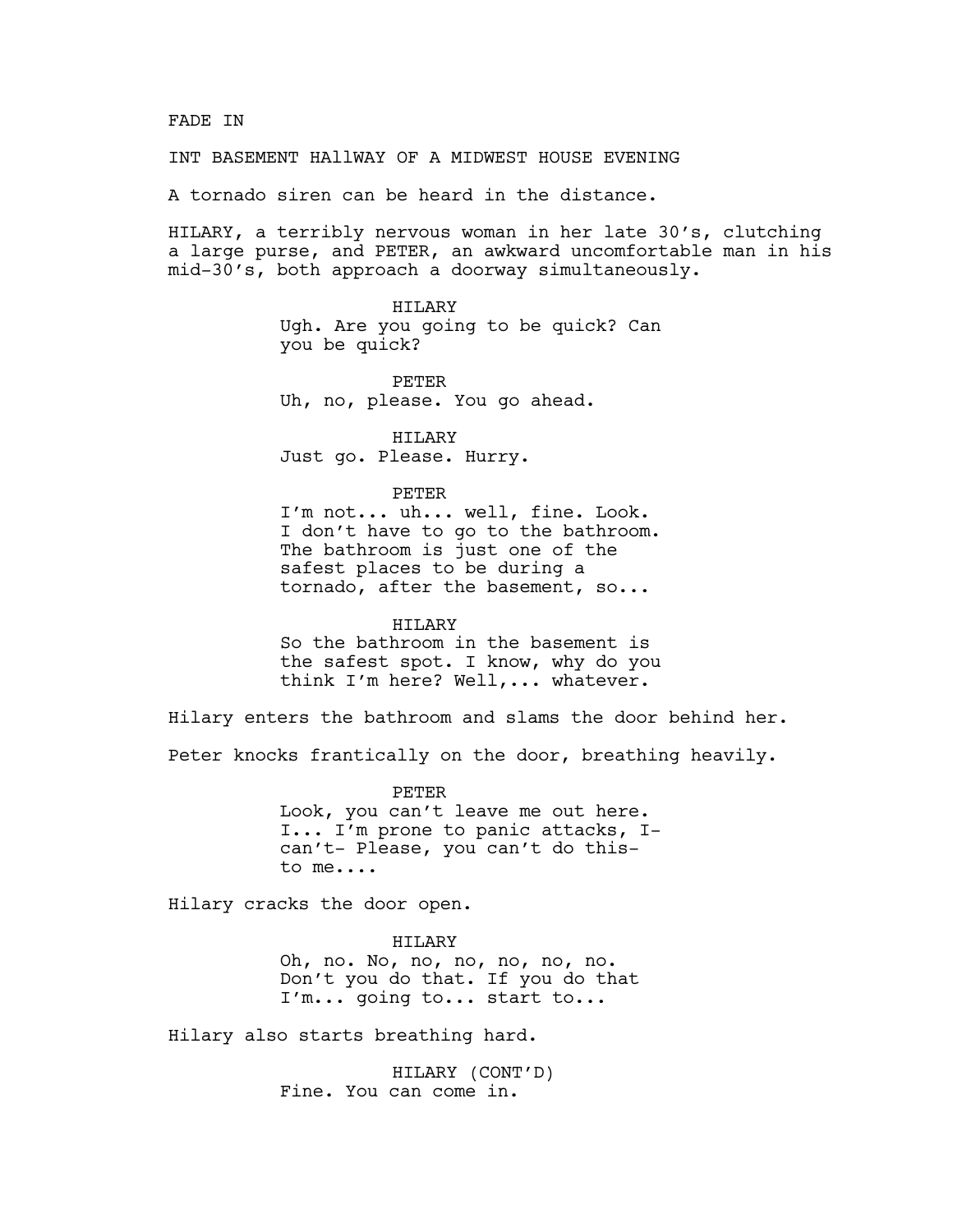FADE IN

INT BASEMENT HAllWAY OF A MIDWEST HOUSE EVENING

A tornado siren can be heard in the distance.

HILARY, a terribly nervous woman in her late 30's, clutching a large purse, and PETER, an awkward uncomfortable man in his mid-30's, both approach a doorway simultaneously.

HILARY
Ugh. Are you going to be quick? Can you be quick?

PETER
Uh, no, please. You go ahead.

HILARY
Just go. Please. Hurry.

PETER
I'm not... uh... well, fine. Look. I don't have to go to the bathroom. The bathroom is just one of the safest places to be during a tornado, after the basement, so...

HILARY
So the bathroom in the basement is the safest spot. I know, why do you think I'm here? Well,... whatever.

Hilary enters the bathroom and slams the door behind her.

Peter knocks frantically on the door, breathing heavily.

PETER
Look, you can't leave me out here. I... I'm prone to panic attacks, I- can't- Please, you can't do this- to me....

Hilary cracks the door open.

HILARY
Oh, no. No, no, no, no, no, no. Don't you do that. If you do that I'm... going to... start to...

Hilary also starts breathing hard.

HILARY (CONT'D)
Fine. You can come in.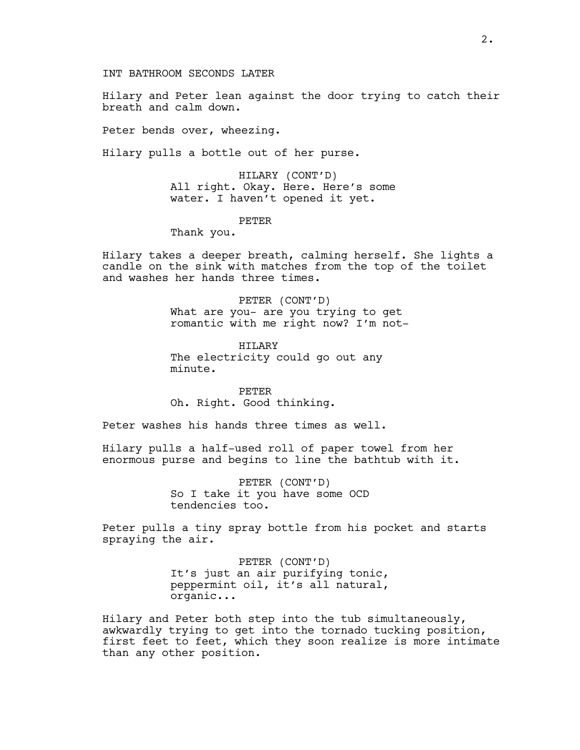INT BATHROOM SECONDS LATER

Hilary and Peter lean against the door trying to catch their breath and calm down.

Peter bends over, wheezing.

Hilary pulls a bottle out of her purse.

HILARY (CONT'D)
All right. Okay. Here. Here's some water. I haven't opened it yet.

PETER
Thank you.

Hilary takes a deeper breath, calming herself. She lights a candle on the sink with matches from the top of the toilet and washes her hands three times.

PETER (CONT'D)
What are you- are you trying to get romantic with me right now? I'm not-

HILARY
The electricity could go out any minute.

PETER
Oh. Right. Good thinking.

Peter washes his hands three times as well.

Hilary pulls a half-used roll of paper towel from her enormous purse and begins to line the bathtub with it.

PETER (CONT'D)
So I take it you have some OCD tendencies too.

Peter pulls a tiny spray bottle from his pocket and starts spraying the air.

PETER (CONT'D)
It's just an air purifying tonic, peppermint oil, it's all natural, organic...

Hilary and Peter both step into the tub simultaneously, awkwardly trying to get into the tornado tucking position, first feet to feet, which they soon realize is more intimate than any other position.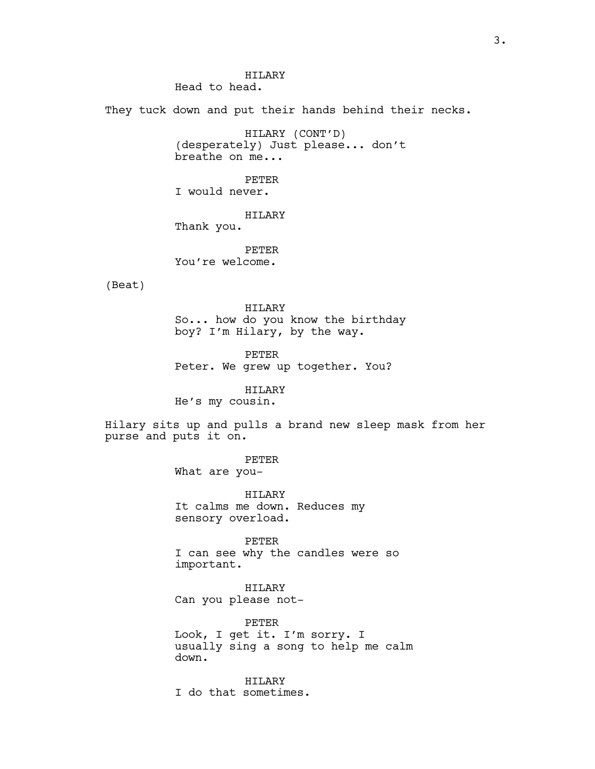HILARY
Head to head.

They tuck down and put their hands behind their necks.

HILARY (CONT'D)
(desperately) Just please... don't breathe on me...

PETER
I would never.

HILARY
Thank you.

PETER
You're welcome.

(Beat)

HILARY
So... how do you know the birthday boy? I'm Hilary, by the way.

PETER
Peter. We grew up together. You?

HILARY
He's my cousin.

Hilary sits up and pulls a brand new sleep mask from her purse and puts it on.

PETER
What are you-

HILARY
It calms me down. Reduces my sensory overload.

PETER
I can see why the candles were so important.

HILARY
Can you please not-

PETER
Look, I get it. I'm sorry. I usually sing a song to help me calm down.

HILARY
I do that sometimes.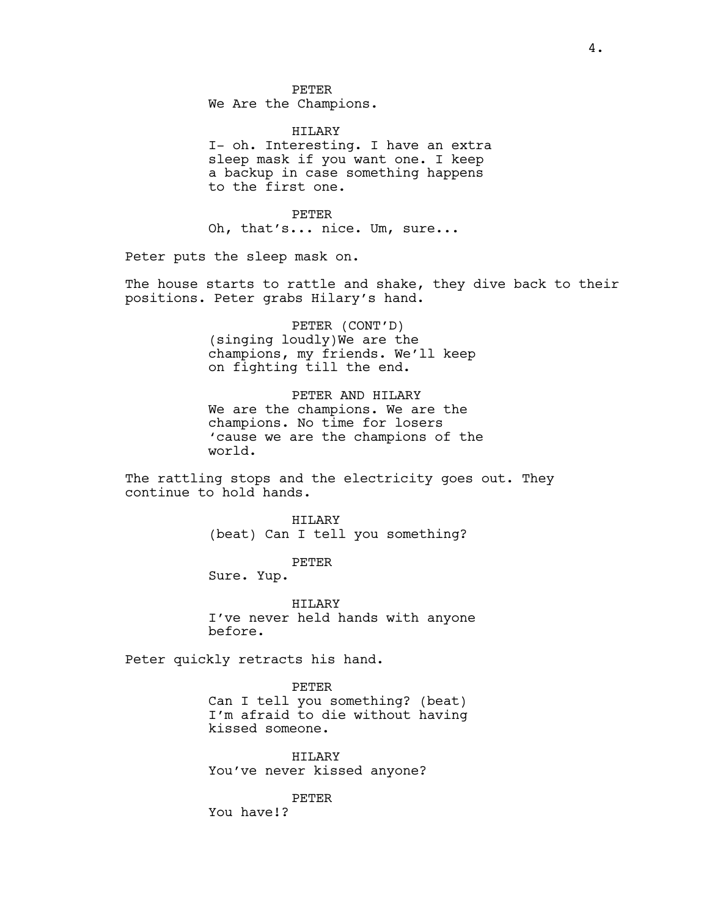PETER
We Are the Champions.

HILARY
I- oh. Interesting. I have an extra sleep mask if you want one. I keep a backup in case something happens to the first one.

PETER
Oh, that's... nice. Um, sure...

Peter puts the sleep mask on.

The house starts to rattle and shake, they dive back to their positions. Peter grabs Hilary's hand.

PETER (CONT'D)
(singing loudly)We are the champions, my friends. We'll keep on fighting till the end.

PETER AND HILARY
We are the champions. We are the champions. No time for losers 'cause we are the champions of the world.

The rattling stops and the electricity goes out. They continue to hold hands.

HILARY
(beat) Can I tell you something?

PETER
Sure. Yup.

HILARY
I've never held hands with anyone before.

Peter quickly retracts his hand.

PETER
Can I tell you something? (beat) I'm afraid to die without having kissed someone.

HILARY
You've never kissed anyone?

PETER
You have!?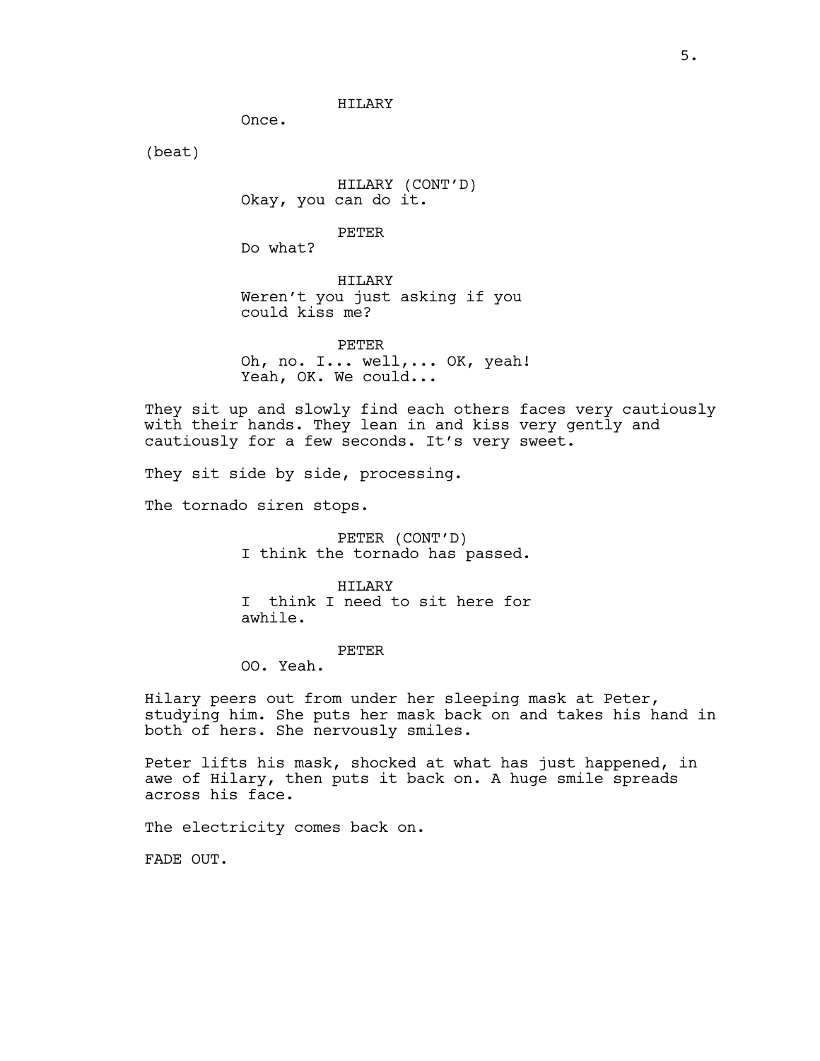HILARY

Once.

(beat)

HILARY (CONT'D)

Okay, you can do it.

PETER

Do what?

HILARY

Weren't you just asking if you could kiss me?

PETER

Oh, no. I... well,... OK, yeah! Yeah, OK. We could...

They sit up and slowly find each others faces very cautiously with their hands. They lean in and kiss very gently and cautiously for a few seconds. It's very sweet.

They sit side by side, processing.

The tornado siren stops.

PETER (CONT'D)

I think the tornado has passed.

HILARY

I  think I need to sit here for awhile.

PETER

OO. Yeah.

Hilary peers out from under her sleeping mask at Peter, studying him. She puts her mask back on and takes his hand in both of hers. She nervously smiles.

Peter lifts his mask, shocked at what has just happened, in awe of Hilary, then puts it back on. A huge smile spreads across his face.

The electricity comes back on.

FADE OUT.